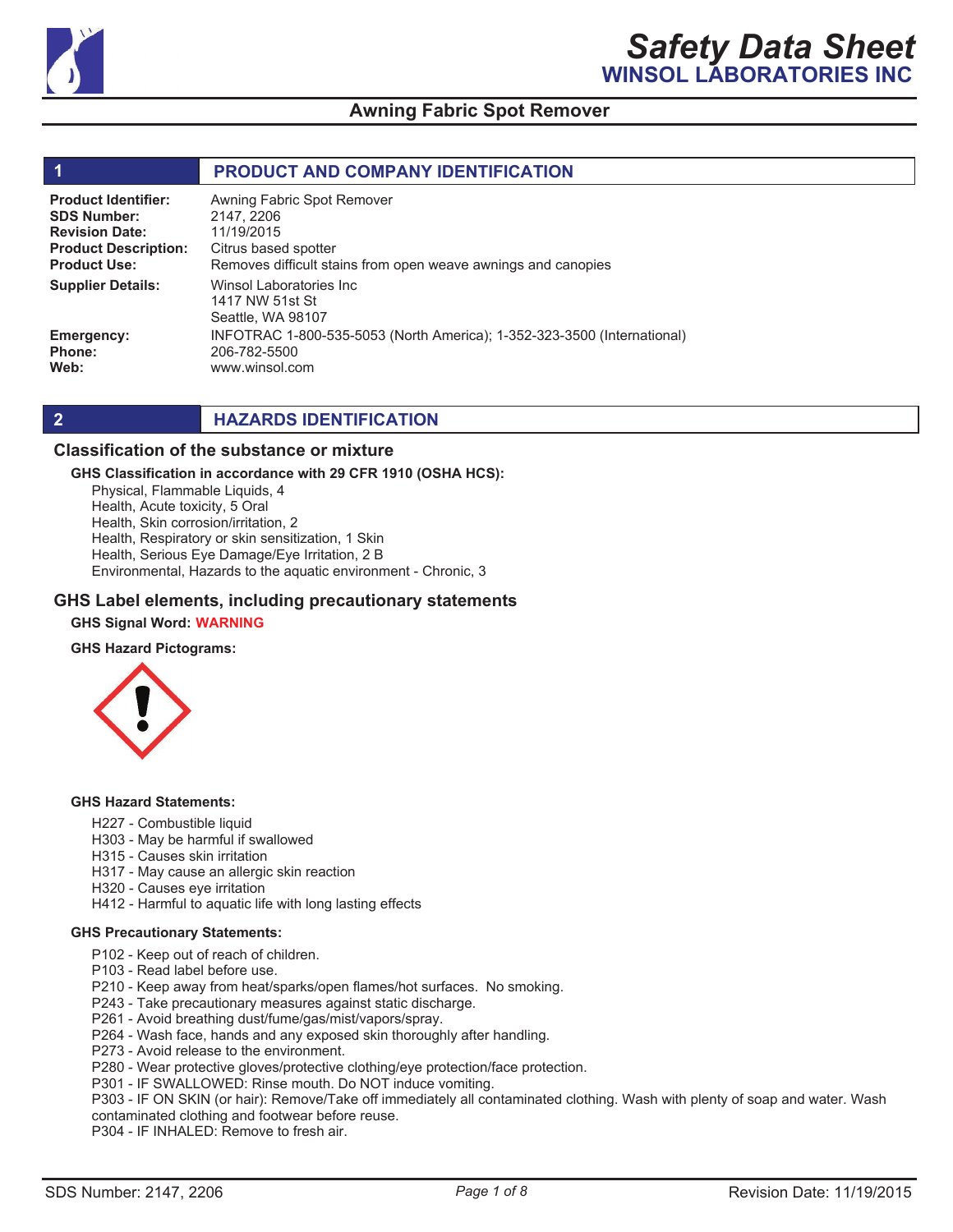# Safety Data Sheet
## WINSOL LABORATORIES INC

## Awning Fabric Spot Remover

## 1 PRODUCT AND COMPANY IDENTIFICATION

**Product Identifier:** Awning Fabric Spot Remover
**SDS Number:** 2147, 2206
**Revision Date:** 11/19/2015
**Product Description:** Citrus based spotter
**Product Use:** Removes difficult stains from open weave awnings and canopies

**Supplier Details:** Winsol Laboratories Inc
1417 NW 51st St
Seattle, WA 98107

**Emergency:** INFOTRAC 1-800-535-5053 (North America); 1-352-323-3500 (International)
**Phone:** 206-782-5500
**Web:** www.winsol.com

## 2 HAZARDS IDENTIFICATION

### Classification of the substance or mixture

**GHS Classification in accordance with 29 CFR 1910 (OSHA HCS):**

Physical, Flammable Liquids, 4
Health, Acute toxicity, 5 Oral
Health, Skin corrosion/irritation, 2
Health, Respiratory or skin sensitization, 1 Skin
Health, Serious Eye Damage/Eye Irritation, 2 B
Environmental, Hazards to the aquatic environment - Chronic, 3

### GHS Label elements, including precautionary statements

**GHS Signal Word:** WARNING

**GHS Hazard Pictograms:**

**GHS Hazard Statements:**

H227 - Combustible liquid
H303 - May be harmful if swallowed
H315 - Causes skin irritation
H317 - May cause an allergic skin reaction
H320 - Causes eye irritation
H412 - Harmful to aquatic life with long lasting effects

**GHS Precautionary Statements:**

P102 - Keep out of reach of children.
P103 - Read label before use.
P210 - Keep away from heat/sparks/open flames/hot surfaces. No smoking.
P243 - Take precautionary measures against static discharge.
P261 - Avoid breathing dust/fume/gas/mist/vapors/spray.
P264 - Wash face, hands and any exposed skin thoroughly after handling.
P273 - Avoid release to the environment.
P280 - Wear protective gloves/protective clothing/eye protection/face protection.
P301 - IF SWALLOWED: Rinse mouth. Do NOT induce vomiting.
P303 - IF ON SKIN (or hair): Remove/Take off immediately all contaminated clothing. Wash with plenty of soap and water. Wash contaminated clothing and footwear before reuse.
P304 - IF INHALED: Remove to fresh air.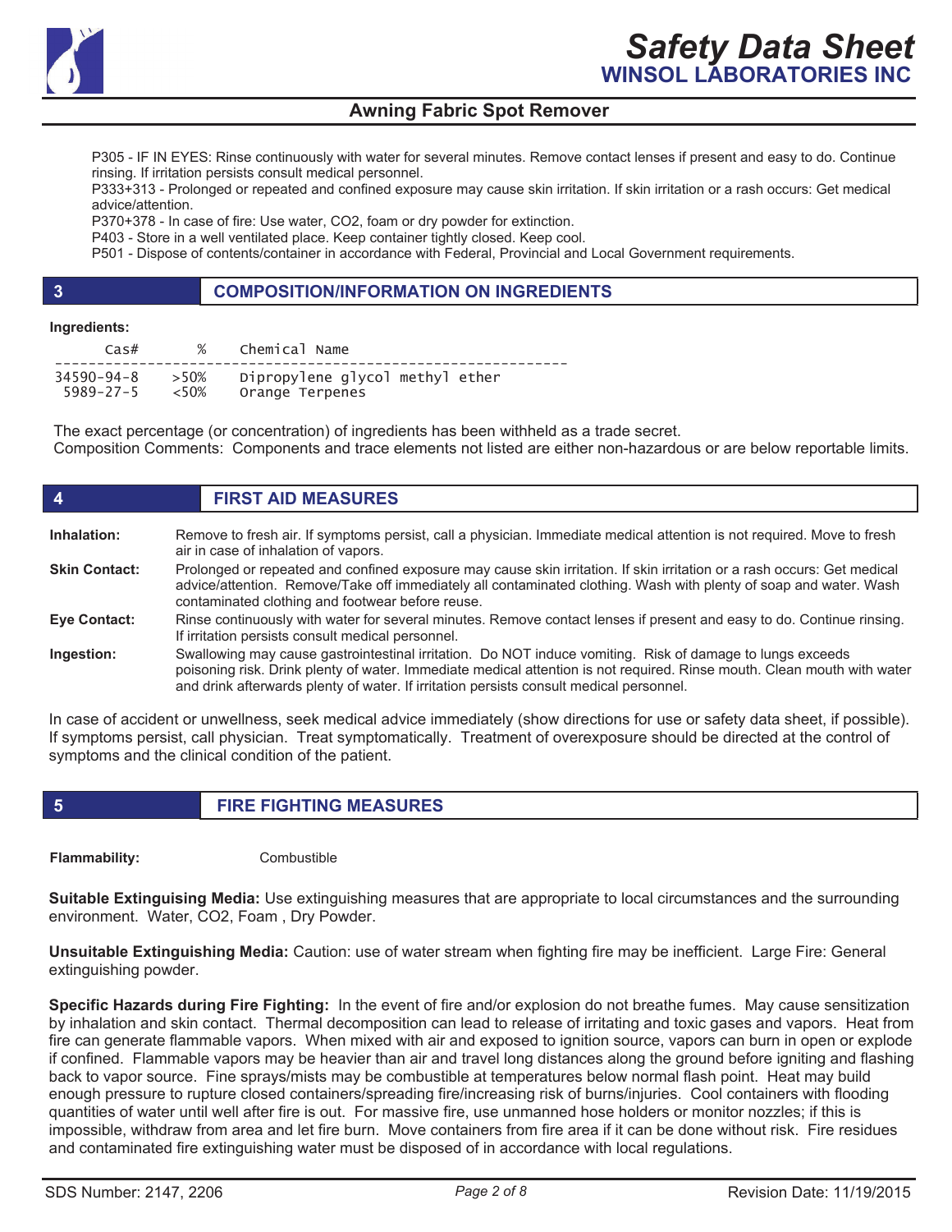P305 - IF IN EYES: Rinse continuously with water for several minutes. Remove contact lenses if present and easy to do. Continue rinsing. If irritation persists consult medical personnel.
P333+313 - Prolonged or repeated and confined exposure may cause skin irritation. If skin irritation or a rash occurs: Get medical advice/attention.
P370+378 - In case of fire: Use water, $CO_2$, foam or dry powder for extinction.
P403 - Store in a well ventilated place. Keep container tightly closed. Keep cool.
P501 - Dispose of contents/container in accordance with Federal, Provincial and Local Government requirements.

## 3 COMPOSITION/INFORMATION ON INGREDIENTS

**Ingredients:**

| Cas# | % | Chemical Name |
|---|---|---|
| 34590-94-8 | >50% | Dipropylene glycol methyl ether |
| 5989-27-5 | <50% | Orange Terpenes |

The exact percentage (or concentration) of ingredients has been withheld as a trade secret.
Composition Comments: Components and trace elements not listed are either non-hazardous or are below reportable limits.

## 4 FIRST AID MEASURES

**Inhalation:** Remove to fresh air. If symptoms persist, call a physician. Immediate medical attention is not required. Move to fresh air in case of inhalation of vapors.

**Skin Contact:** Prolonged or repeated and confined exposure may cause skin irritation. If skin irritation or a rash occurs: Get medical advice/attention. Remove/Take off immediately all contaminated clothing. Wash with plenty of soap and water. Wash contaminated clothing and footwear before reuse.

**Eye Contact:** Rinse continuously with water for several minutes. Remove contact lenses if present and easy to do. Continue rinsing. If irritation persists consult medical personnel.

**Ingestion:** Swallowing may cause gastrointestinal irritation. Do NOT induce vomiting. Risk of damage to lungs exceeds poisoning risk. Drink plenty of water. Immediate medical attention is not required. Rinse mouth. Clean mouth with water and drink afterwards plenty of water. If irritation persists consult medical personnel.

In case of accident or unwellness, seek medical advice immediately (show directions for use or safety data sheet, if possible). If symptoms persist, call physician. Treat symptomatically. Treatment of overexposure should be directed at the control of symptoms and the clinical condition of the patient.

## 5 FIRE FIGHTING MEASURES

**Flammability:** Combustible

**Suitable Extinguising Media:** Use extinguishing measures that are appropriate to local circumstances and the surrounding environment. Water, $CO_2$, Foam , Dry Powder.

**Unsuitable Extinguishing Media:** Caution: use of water stream when fighting fire may be inefficient. Large Fire: General extinguishing powder.

**Specific Hazards during Fire Fighting:** In the event of fire and/or explosion do not breathe fumes. May cause sensitization by inhalation and skin contact. Thermal decomposition can lead to release of irritating and toxic gases and vapors. Heat from fire can generate flammable vapors. When mixed with air and exposed to ignition source, vapors can burn in open or explode if confined. Flammable vapors may be heavier than air and travel long distances along the ground before igniting and flashing back to vapor source. Fine sprays/mists may be combustible at temperatures below normal flash point. Heat may build enough pressure to rupture closed containers/spreading fire/increasing risk of burns/injuries. Cool containers with flooding quantities of water until well after fire is out. For massive fire, use unmanned hose holders or monitor nozzles; if this is impossible, withdraw from area and let fire burn. Move containers from fire area if it can be done without risk. Fire residues and contaminated fire extinguishing water must be disposed of in accordance with local regulations.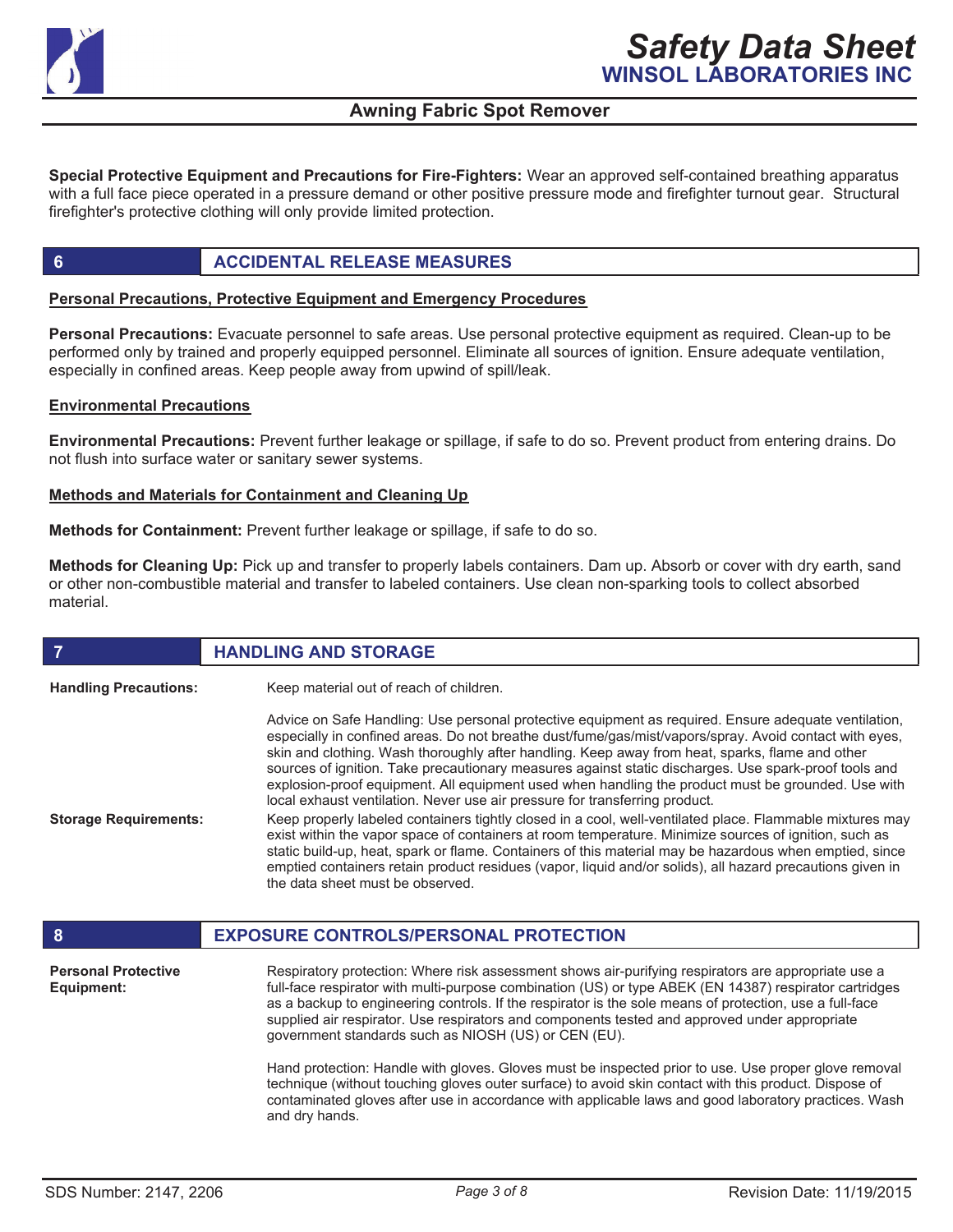**Special Protective Equipment and Precautions for Fire-Fighters:** Wear an approved self-contained breathing apparatus with a full face piece operated in a pressure demand or other positive pressure mode and firefighter turnout gear. Structural firefighter's protective clothing will only provide limited protection.

## 6 ACCIDENTAL RELEASE MEASURES

**Personal Precautions, Protective Equipment and Emergency Procedures**

**Personal Precautions:** Evacuate personnel to safe areas. Use personal protective equipment as required. Clean-up to be performed only by trained and properly equipped personnel. Eliminate all sources of ignition. Ensure adequate ventilation, especially in confined areas. Keep people away from upwind of spill/leak.

**Environmental Precautions**

**Environmental Precautions:** Prevent further leakage or spillage, if safe to do so. Prevent product from entering drains. Do not flush into surface water or sanitary sewer systems.

**Methods and Materials for Containment and Cleaning Up**

**Methods for Containment:** Prevent further leakage or spillage, if safe to do so.

**Methods for Cleaning Up:** Pick up and transfer to properly labels containers. Dam up. Absorb or cover with dry earth, sand or other non-combustible material and transfer to labeled containers. Use clean non-sparking tools to collect absorbed material.

## 7 HANDLING AND STORAGE

**Handling Precautions:** Keep material out of reach of children.

Advice on Safe Handling: Use personal protective equipment as required. Ensure adequate ventilation, especially in confined areas. Do not breathe dust/fume/gas/mist/vapors/spray. Avoid contact with eyes, skin and clothing. Wash thoroughly after handling. Keep away from heat, sparks, flame and other sources of ignition. Take precautionary measures against static discharges. Use spark-proof tools and explosion-proof equipment. All equipment used when handling the product must be grounded. Use with local exhaust ventilation. Never use air pressure for transferring product.

**Storage Requirements:** Keep properly labeled containers tightly closed in a cool, well-ventilated place. Flammable mixtures may exist within the vapor space of containers at room temperature. Minimize sources of ignition, such as static build-up, heat, spark or flame. Containers of this material may be hazardous when emptied, since emptied containers retain product residues (vapor, liquid and/or solids), all hazard precautions given in the data sheet must be observed.

## 8 EXPOSURE CONTROLS/PERSONAL PROTECTION

**Personal Protective Equipment:** Respiratory protection: Where risk assessment shows air-purifying respirators are appropriate use a full-face respirator with multi-purpose combination (US) or type ABEK (EN 14387) respirator cartridges as a backup to engineering controls. If the respirator is the sole means of protection, use a full-face supplied air respirator. Use respirators and components tested and approved under appropriate government standards such as NIOSH (US) or CEN (EU).

Hand protection: Handle with gloves. Gloves must be inspected prior to use. Use proper glove removal technique (without touching gloves outer surface) to avoid skin contact with this product. Dispose of contaminated gloves after use in accordance with applicable laws and good laboratory practices. Wash and dry hands.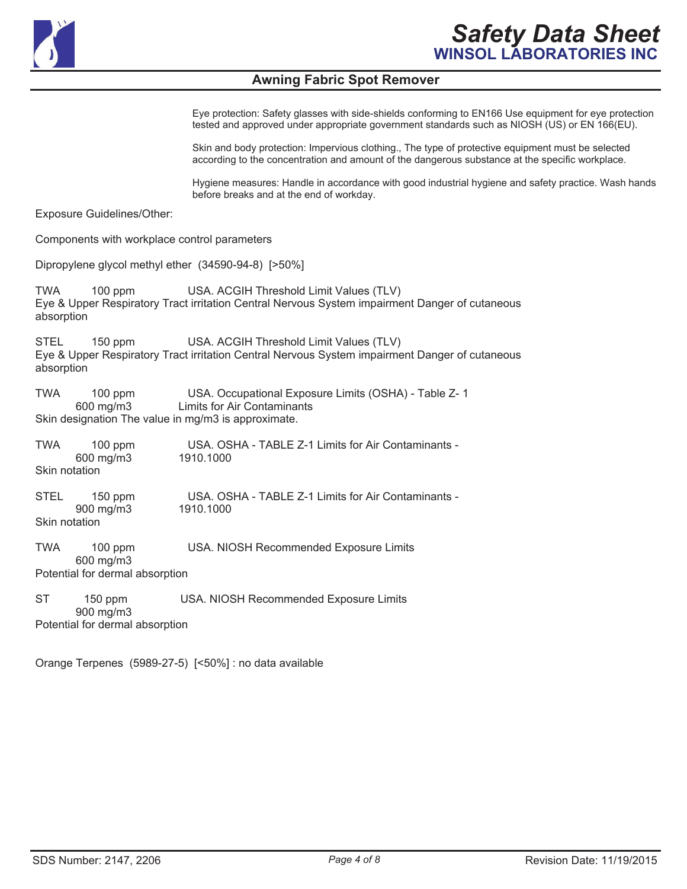Eye protection: Safety glasses with side-shields conforming to EN166 Use equipment for eye protection tested and approved under appropriate government standards such as NIOSH (US) or EN 166(EU).

Skin and body protection: Impervious clothing., The type of protective equipment must be selected according to the concentration and amount of the dangerous substance at the specific workplace.

Hygiene measures: Handle in accordance with good industrial hygiene and safety practice. Wash hands before breaks and at the end of workday.

Exposure Guidelines/Other:

Components with workplace control parameters

Dipropylene glycol methyl ether (34590-94-8) [>50%]

TWA 100 ppm USA. ACGIH Threshold Limit Values (TLV)
Eye & Upper Respiratory Tract irritation Central Nervous System impairment Danger of cutaneous absorption

STEL 150 ppm USA. ACGIH Threshold Limit Values (TLV)
Eye & Upper Respiratory Tract irritation Central Nervous System impairment Danger of cutaneous absorption

TWA 100 ppm 600 mg/m3 USA. Occupational Exposure Limits (OSHA) - Table Z- 1 Limits for Air Contaminants
Skin designation The value in mg/m3 is approximate.

TWA 100 ppm 600 mg/m3 USA. OSHA - TABLE Z-1 Limits for Air Contaminants - 1910.1000
Skin notation

STEL 150 ppm 900 mg/m3 USA. OSHA - TABLE Z-1 Limits for Air Contaminants - 1910.1000
Skin notation

TWA 100 ppm 600 mg/m3 USA. NIOSH Recommended Exposure Limits
Potential for dermal absorption

ST 150 ppm 900 mg/m3 USA. NIOSH Recommended Exposure Limits
Potential for dermal absorption

Orange Terpenes (5989-27-5) [<50%] : no data available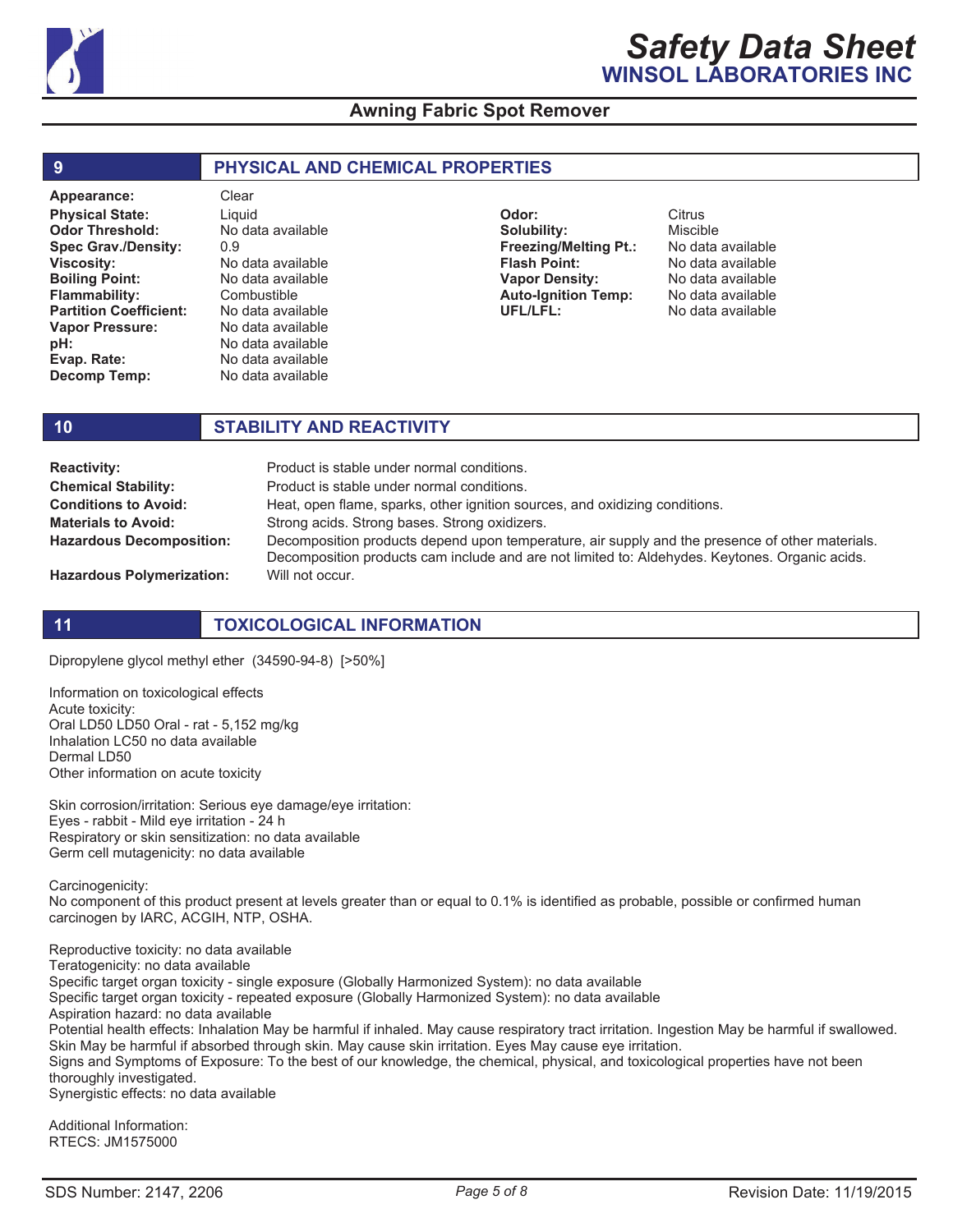## 9 PHYSICAL AND CHEMICAL PROPERTIES

| Property | Value | Property | Value |
|---|---|---|---|
| **Appearance:** | Clear | **Odor:** | Citrus |
| **Physical State:** | Liquid | **Solubility:** | Miscible |
| **Odor Threshold:** | No data available | **Freezing/Melting Pt.:** | No data available |
| **Spec Grav./Density:** | 0.9 | **Flash Point:** | No data available |
| **Viscosity:** | No data available | **Vapor Density:** | No data available |
| **Boiling Point:** | No data available | **Auto-Ignition Temp:** | No data available |
| **Flammability:** | Combustible | **UFL/LFL:** | No data available |
| **Partition Coefficient:** | No data available | | |
| **Vapor Pressure:** | No data available | | |
| **pH:** | No data available | | |
| **Evap. Rate:** | No data available | | |
| **Decomp Temp:** | No data available | | |

## 10 STABILITY AND REACTIVITY

**Reactivity:** Product is stable under normal conditions.

**Chemical Stability:** Product is stable under normal conditions.

**Conditions to Avoid:** Heat, open flame, sparks, other ignition sources, and oxidizing conditions.

**Materials to Avoid:** Strong acids. Strong bases. Strong oxidizers.

**Hazardous Decomposition:** Decomposition products depend upon temperature, air supply and the presence of other materials. Decomposition products cam include and are not limited to: Aldehydes. Keytones. Organic acids.

**Hazardous Polymerization:** Will not occur.

## 11 TOXICOLOGICAL INFORMATION

Dipropylene glycol methyl ether (34590-94-8) [>50%]

Information on toxicological effects
Acute toxicity:
Oral LD50 LD50 Oral - rat - 5,152 mg/kg
Inhalation LC50 no data available
Dermal LD50
Other information on acute toxicity

Skin corrosion/irritation: Serious eye damage/eye irritation:
Eyes - rabbit - Mild eye irritation - 24 h
Respiratory or skin sensitization: no data available
Germ cell mutagenicity: no data available

Carcinogenicity:
No component of this product present at levels greater than or equal to 0.1% is identified as probable, possible or confirmed human carcinogen by IARC, ACGIH, NTP, OSHA.

Reproductive toxicity: no data available
Teratogenicity: no data available
Specific target organ toxicity - single exposure (Globally Harmonized System): no data available
Specific target organ toxicity - repeated exposure (Globally Harmonized System): no data available
Aspiration hazard: no data available
Potential health effects: Inhalation May be harmful if inhaled. May cause respiratory tract irritation. Ingestion May be harmful if swallowed. Skin May be harmful if absorbed through skin. May cause skin irritation. Eyes May cause eye irritation.
Signs and Symptoms of Exposure: To the best of our knowledge, the chemical, physical, and toxicological properties have not been thoroughly investigated.
Synergistic effects: no data available

Additional Information:
RTECS: JM1575000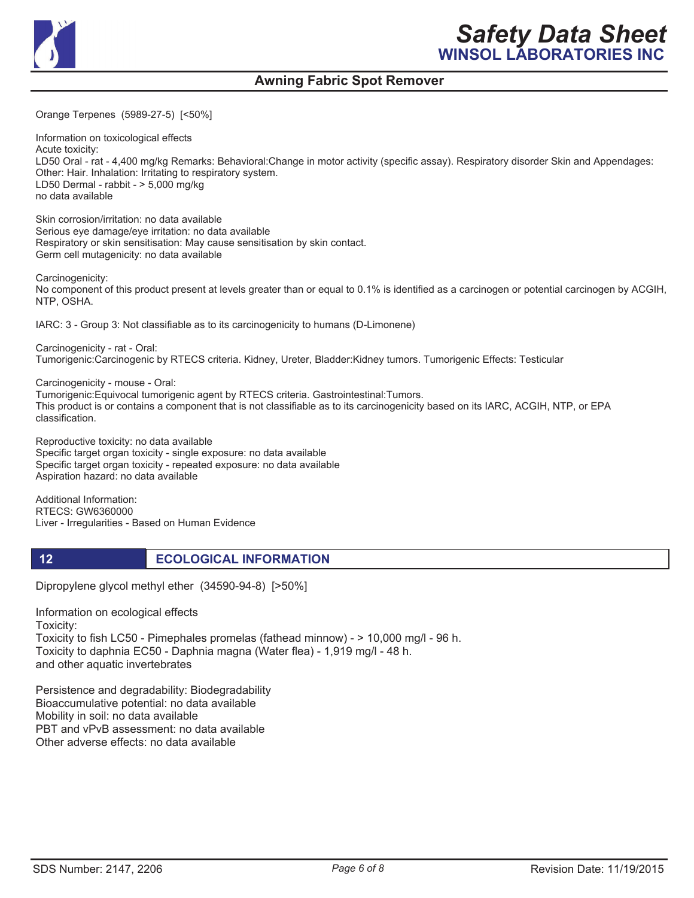Orange Terpenes (5989-27-5) [<50%]

Information on toxicological effects
Acute toxicity:
LD50 Oral - rat - 4,400 mg/kg Remarks: Behavioral:Change in motor activity (specific assay). Respiratory disorder Skin and Appendages: Other: Hair. Inhalation: Irritating to respiratory system.
LD50 Dermal - rabbit - > 5,000 mg/kg
no data available

Skin corrosion/irritation: no data available
Serious eye damage/eye irritation: no data available
Respiratory or skin sensitisation: May cause sensitisation by skin contact.
Germ cell mutagenicity: no data available

Carcinogenicity:
No component of this product present at levels greater than or equal to 0.1% is identified as a carcinogen or potential carcinogen by ACGIH, NTP, OSHA.

IARC: 3 - Group 3: Not classifiable as to its carcinogenicity to humans (D-Limonene)

Carcinogenicity - rat - Oral:
Tumorigenic:Carcinogenic by RTECS criteria. Kidney, Ureter, Bladder:Kidney tumors. Tumorigenic Effects: Testicular

Carcinogenicity - mouse - Oral:
Tumorigenic:Equivocal tumorigenic agent by RTECS criteria. Gastrointestinal:Tumors.
This product is or contains a component that is not classifiable as to its carcinogenicity based on its IARC, ACGIH, NTP, or EPA classification.

Reproductive toxicity: no data available
Specific target organ toxicity - single exposure: no data available
Specific target organ toxicity - repeated exposure: no data available
Aspiration hazard: no data available

Additional Information:
RTECS: GW6360000
Liver - Irregularities - Based on Human Evidence

## 12 ECOLOGICAL INFORMATION

Dipropylene glycol methyl ether (34590-94-8) [>50%]

Information on ecological effects
Toxicity:
Toxicity to fish LC50 - Pimephales promelas (fathead minnow) - > 10,000 mg/l - 96 h.
Toxicity to daphnia EC50 - Daphnia magna (Water flea) - 1,919 mg/l - 48 h.
and other aquatic invertebrates

Persistence and degradability: Biodegradability
Bioaccumulative potential: no data available
Mobility in soil: no data available
PBT and vPvB assessment: no data available
Other adverse effects: no data available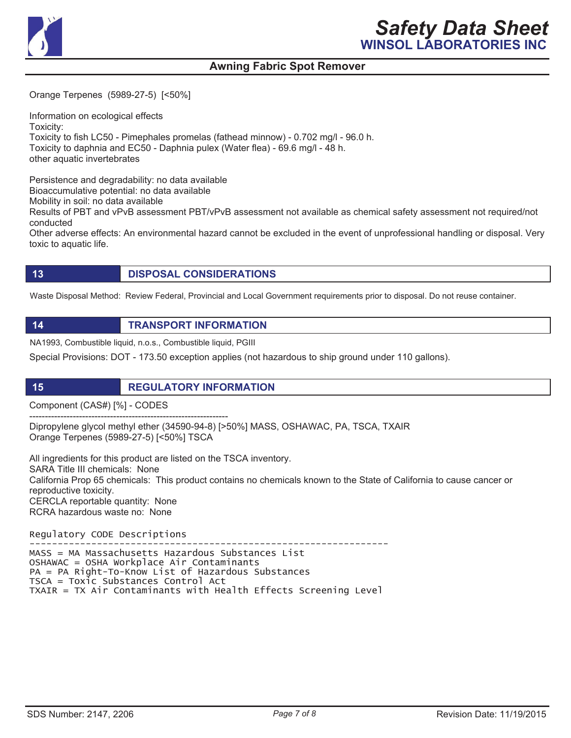Orange Terpenes (5989-27-5) [<50%]

Information on ecological effects
Toxicity:
Toxicity to fish LC50 - Pimephales promelas (fathead minnow) - 0.702 mg/l - 96.0 h.
Toxicity to daphnia and EC50 - Daphnia pulex (Water flea) - 69.6 mg/l - 48 h.
other aquatic invertebrates

Persistence and degradability: no data available
Bioaccumulative potential: no data available
Mobility in soil: no data available
Results of PBT and vPvB assessment PBT/vPvB assessment not available as chemical safety assessment not required/not conducted
Other adverse effects: An environmental hazard cannot be excluded in the event of unprofessional handling or disposal. Very toxic to aquatic life.

## 13 DISPOSAL CONSIDERATIONS

Waste Disposal Method: Review Federal, Provincial and Local Government requirements prior to disposal. Do not reuse container.

## 14 TRANSPORT INFORMATION

NA1993, Combustible liquid, n.o.s., Combustible liquid, PGIII

Special Provisions: DOT - 173.50 exception applies (not hazardous to ship ground under 110 gallons).

## 15 REGULATORY INFORMATION

Component (CAS#) [%] - CODES
----------------------------------------------------------------
Dipropylene glycol methyl ether (34590-94-8) [>50%] MASS, OSHAWAC, PA, TSCA, TXAIR
Orange Terpenes (5989-27-5) [<50%] TSCA

All ingredients for this product are listed on the TSCA inventory.
SARA Title III chemicals: None
California Prop 65 chemicals: This product contains no chemicals known to the State of California to cause cancer or reproductive toxicity.
CERCLA reportable quantity: None
RCRA hazardous waste no: None

```
Regulatory CODE Descriptions
----------------------------------------------------------------
MASS = MA Massachusetts Hazardous Substances List
OSHAWAC = OSHA Workplace Air Contaminants
PA = PA Right-To-Know List of Hazardous Substances
TSCA = Toxic Substances Control Act
TXAIR = TX Air Contaminants with Health Effects Screening Level
```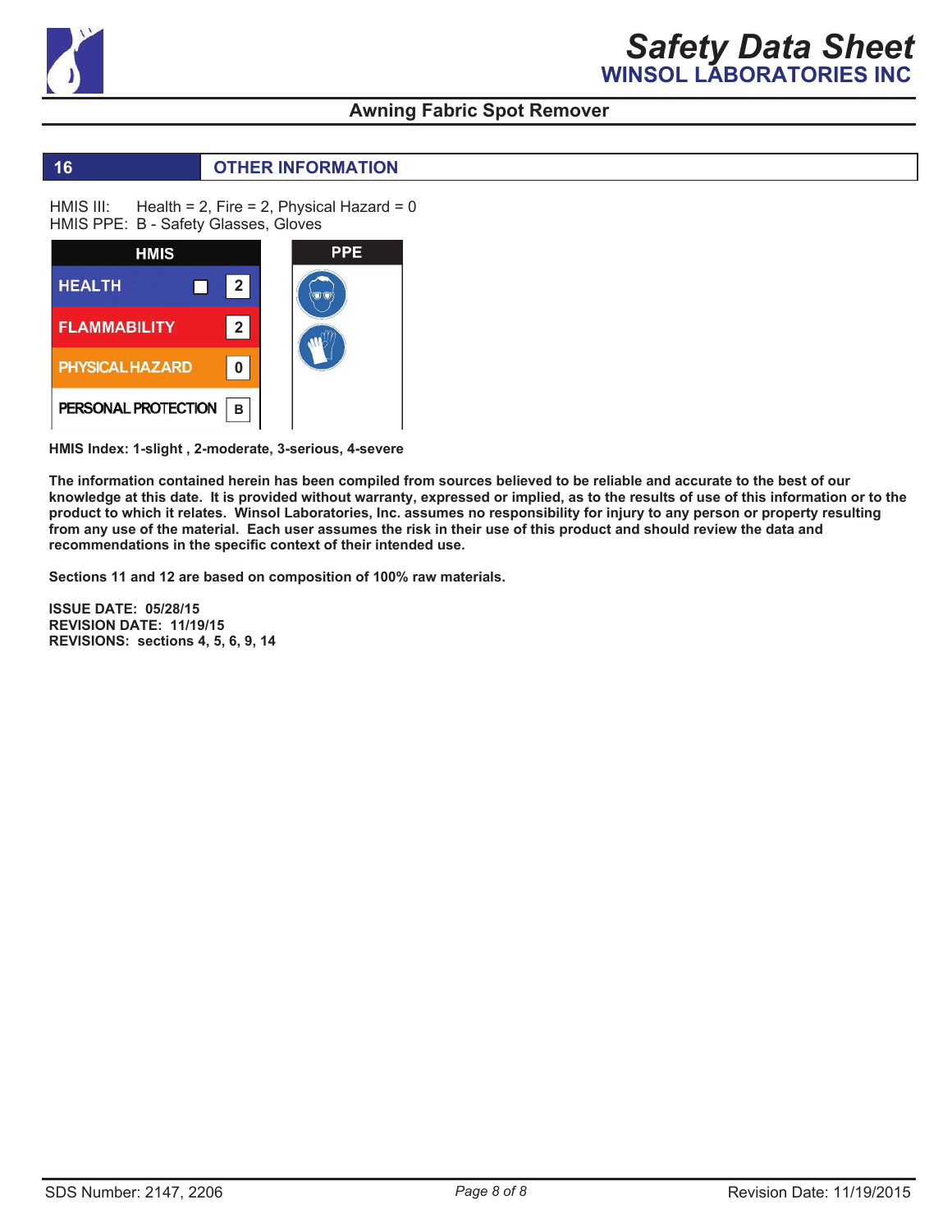# Safety Data Sheet
## WINSOL LABORATORIES INC

### Awning Fabric Spot Remover

## 16 OTHER INFORMATION

HMIS III: Health = 2, Fire = 2, Physical Hazard = 0
HMIS PPE: B - Safety Glasses, Gloves

| HMIS | |
|---|---|
| HEALTH | 2 |
| FLAMMABILITY | 2 |
| PHYSICAL HAZARD | 0 |
| PERSONAL PROTECTION | B |

PPE

**HMIS Index: 1-slight , 2-moderate, 3-serious, 4-severe**

**The information contained herein has been compiled from sources believed to be reliable and accurate to the best of our knowledge at this date. It is provided without warranty, expressed or implied, as to the results of use of this information or to the product to which it relates. Winsol Laboratories, Inc. assumes no responsibility for injury to any person or property resulting from any use of the material. Each user assumes the risk in their use of this product and should review the data and recommendations in the specific context of their intended use.**

**Sections 11 and 12 are based on composition of 100% raw materials.**

**ISSUE DATE: 05/28/15**
**REVISION DATE: 11/19/15**
**REVISIONS: sections 4, 5, 6, 9, 14**

SDS Number: 2147, 2206 Revision Date: 11/19/2015